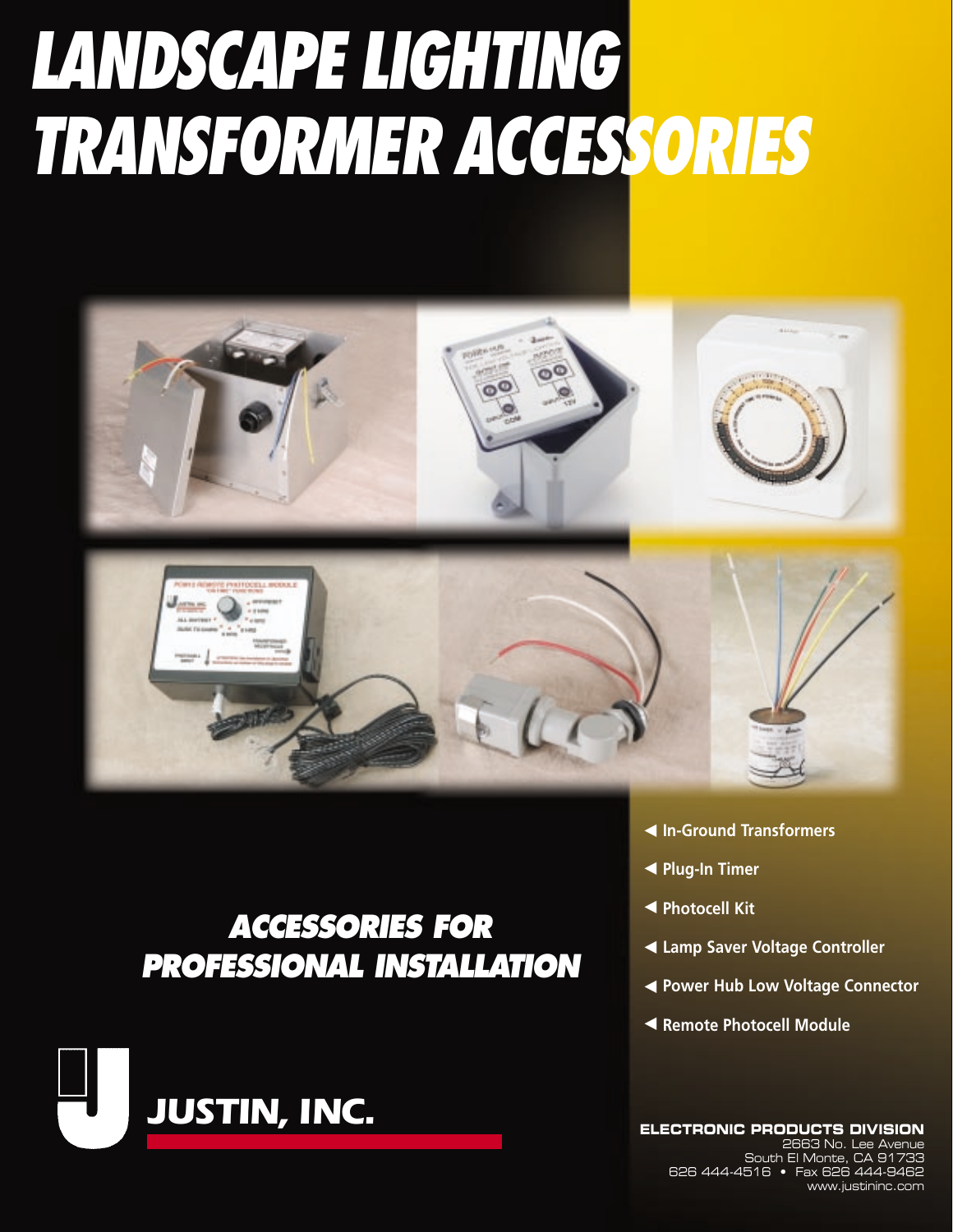# LANDSCAPE LIGHTING TRANSFORMER ACCESSORIES

- In-Ground Transformers
- Plug-In Timer
- Photocell Kit
- Lamp Saver Voltage Controller
- Power Hub Low Voltage Connector
- Remote Photocell Module

## ACCESSORIES FOR PROFESSIONAL INSTALLATION

**JUSTIN, INC.**

**ELECTRONIC PRODUCTS DIVISION**
2663 No. Lee Avenue
South El Monte, CA 91733
626 444-4516 • Fax 626 444-9462
www.justininc.com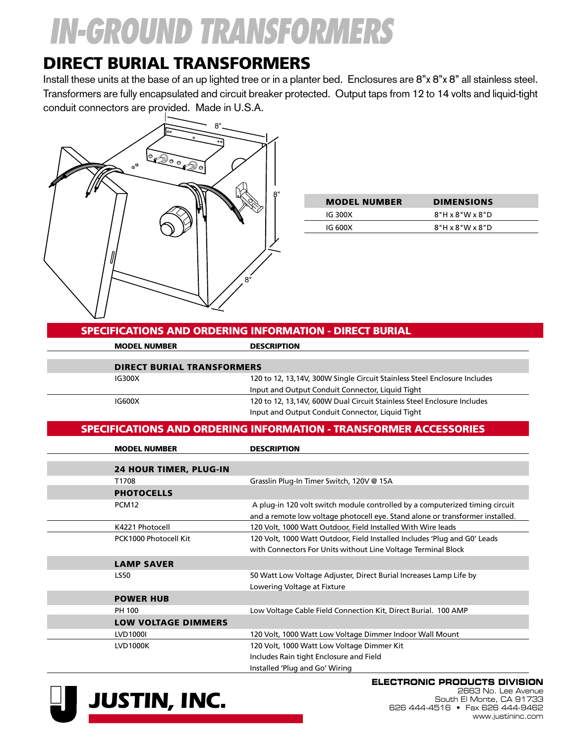# IN-GROUND TRANSFORMERS

## DIRECT BURIAL TRANSFORMERS

Install these units at the base of an up lighted tree or in a planter bed. Enclosures are 8"x 8"x 8" all stainless steel. Transformers are fully encapsulated and circuit breaker protected. Output taps from 12 to 14 volts and liquid-tight conduit connectors are provided. Made in U.S.A.

8"

8"

8"

| MODEL NUMBER | DIMENSIONS |
|---|---|
| IG 300X | 8"H x 8"W x 8"D |
| IG 600X | 8"H x 8"W x 8"D |

## SPECIFICATIONS AND ORDERING INFORMATION - DIRECT BURIAL

| MODEL NUMBER | DESCRIPTION |
|---|---|
| **DIRECT BURIAL TRANSFORMERS** | |
| IG300X | 120 to 12, 13,14V, 300W Single Circuit Stainless Steel Enclosure Includes Input and Output Conduit Connector, Liquid Tight |
| IG600X | 120 to 12, 13,14V, 600W Dual Circuit Stainless Steel Enclosure Includes Input and Output Conduit Connector, Liquid Tight |

## SPECIFICATIONS AND ORDERING INFORMATION - TRANSFORMER ACCESSORIES

| MODEL NUMBER | DESCRIPTION |
|---|---|
| **24 HOUR TIMER, PLUG-IN** | |
| T1708 | Grasslin Plug-In Timer Switch, 120V @ 15A |
| **PHOTOCELLS** | |
| PCM12 | A plug-in 120 volt switch module controlled by a computerized timing circuit and a remote low voltage photocell eye. Stand alone or transformer installed. |
| K4221 Photocell | 120 Volt, 1000 Watt Outdoor, Field Installed With Wire leads |
| PCK1000 Photocell Kit | 120 Volt, 1000 Watt Outdoor, Field Installed Includes 'Plug and G0' Leads with Connectors For Units without Line Voltage Terminal Block |
| **LAMP SAVER** | |
| LS50 | 50 Watt Low Voltage Adjuster, Direct Burial Increases Lamp Life by Lowering Voltage at Fixture |
| **POWER HUB** | |
| PH 100 | Low Voltage Cable Field Connection Kit, Direct Burial. 100 AMP |
| **LOW VOLTAGE DIMMERS** | |
| LVD1000I | 120 Volt, 1000 Watt Low Voltage Dimmer Indoor Wall Mount |
| LVD1000K | 120 Volt, 1000 Watt Low Voltage Dimmer Kit Includes Rain tight Enclosure and Field Installed 'Plug and Go' Wiring |

**JUSTIN, INC.**

**ELECTRONIC PRODUCTS DIVISION**
2663 No. Lee Avenue
South El Monte, CA 91733
626 444-4516 • Fax 626 444-9462
www.justininc.com